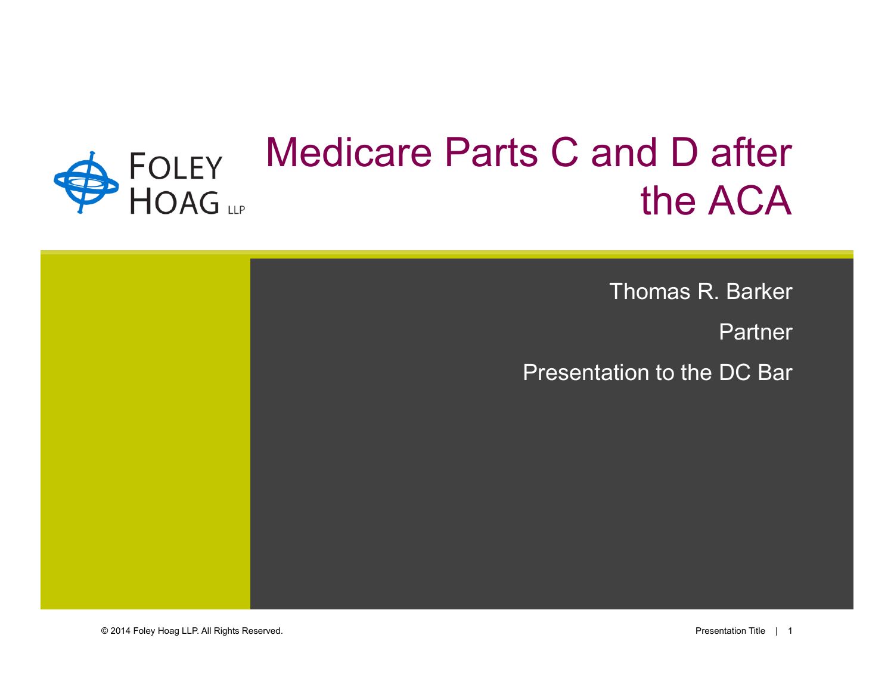FOLEY HOAG LLP

# Medicare Parts C and D after the ACA

Thomas R. Barker

Partner

Presentation to the DC Bar

© 2014 Foley Hoag LLP. All Rights Reserved.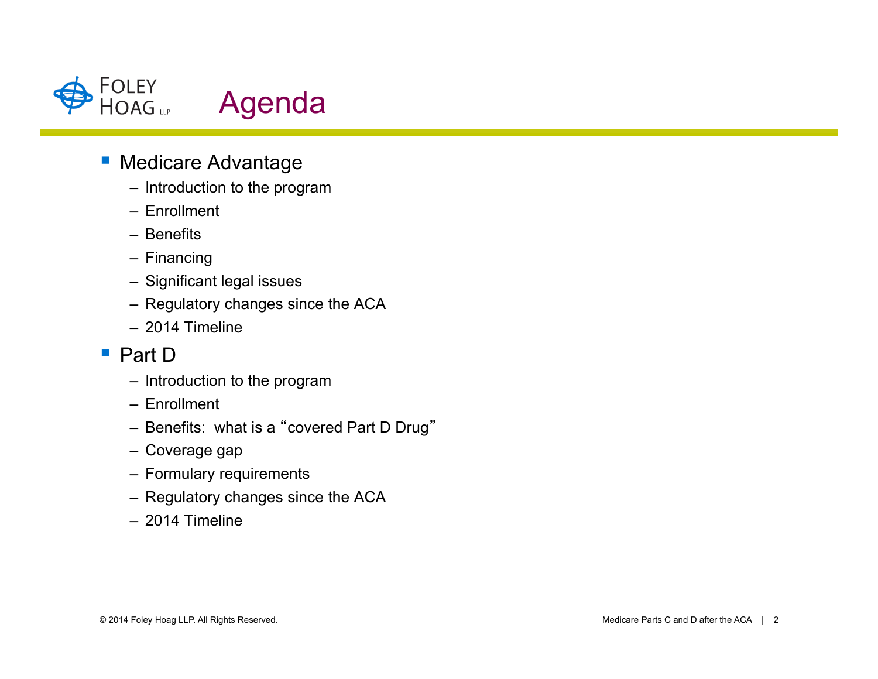# Agenda

- Medicare Advantage
  - Introduction to the program
  - Enrollment
  - Benefits
  - Financing
  - Significant legal issues
  - Regulatory changes since the ACA
  - 2014 Timeline
- Part D
  - Introduction to the program
  - Enrollment
  - Benefits: what is a "covered Part D Drug"
  - Coverage gap
  - Formulary requirements
  - Regulatory changes since the ACA
  - 2014 Timeline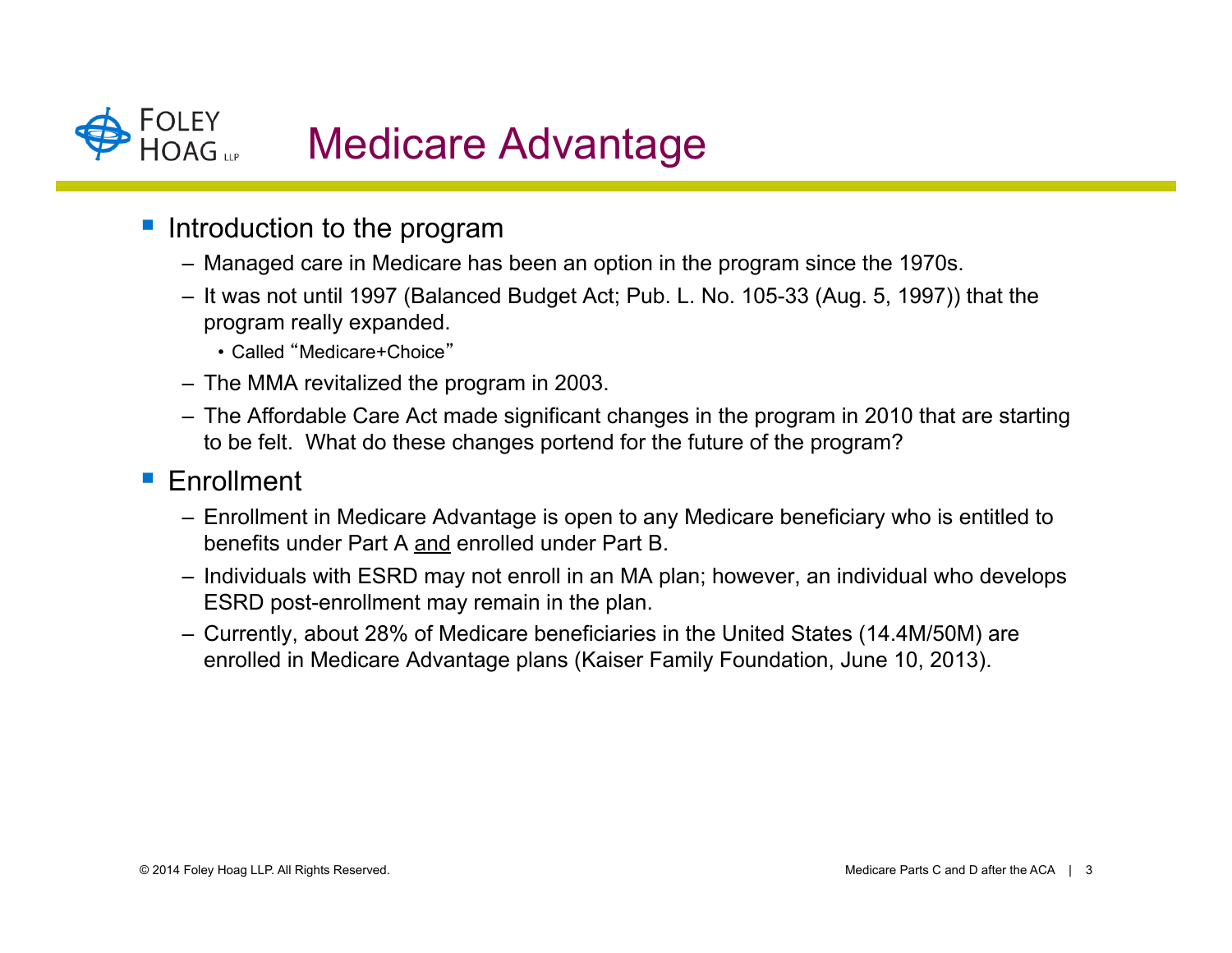# Medicare Advantage

- Introduction to the program
  - Managed care in Medicare has been an option in the program since the 1970s.
  - It was not until 1997 (Balanced Budget Act; Pub. L. No. 105-33 (Aug. 5, 1997)) that the program really expanded.
    - Called "Medicare+Choice"
  - The MMA revitalized the program in 2003.
  - The Affordable Care Act made significant changes in the program in 2010 that are starting to be felt. What do these changes portend for the future of the program?
- Enrollment
  - Enrollment in Medicare Advantage is open to any Medicare beneficiary who is entitled to benefits under Part A <u>and</u> enrolled under Part B.
  - Individuals with ESRD may not enroll in an MA plan; however, an individual who develops ESRD post-enrollment may remain in the plan.
  - Currently, about 28% of Medicare beneficiaries in the United States (14.4M/50M) are enrolled in Medicare Advantage plans (Kaiser Family Foundation, June 10, 2013).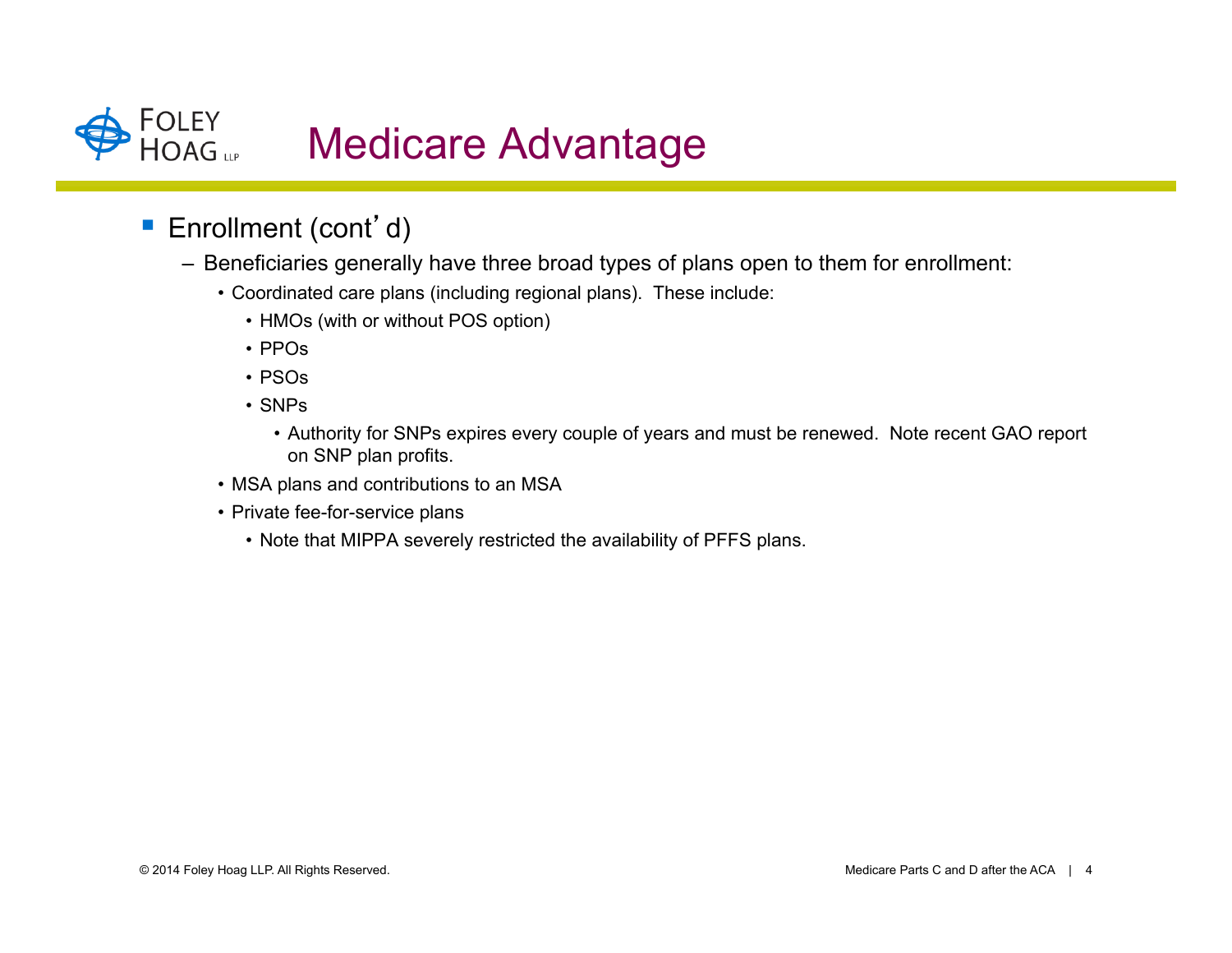# Medicare Advantage

- Enrollment (cont'd)
  - Beneficiaries generally have three broad types of plans open to them for enrollment:
    - Coordinated care plans (including regional plans). These include:
      - HMOs (with or without POS option)
      - PPOs
      - PSOs
      - SNPs
        - Authority for SNPs expires every couple of years and must be renewed. Note recent GAO report on SNP plan profits.
    - MSA plans and contributions to an MSA
    - Private fee-for-service plans
      - Note that MIPPA severely restricted the availability of PFFS plans.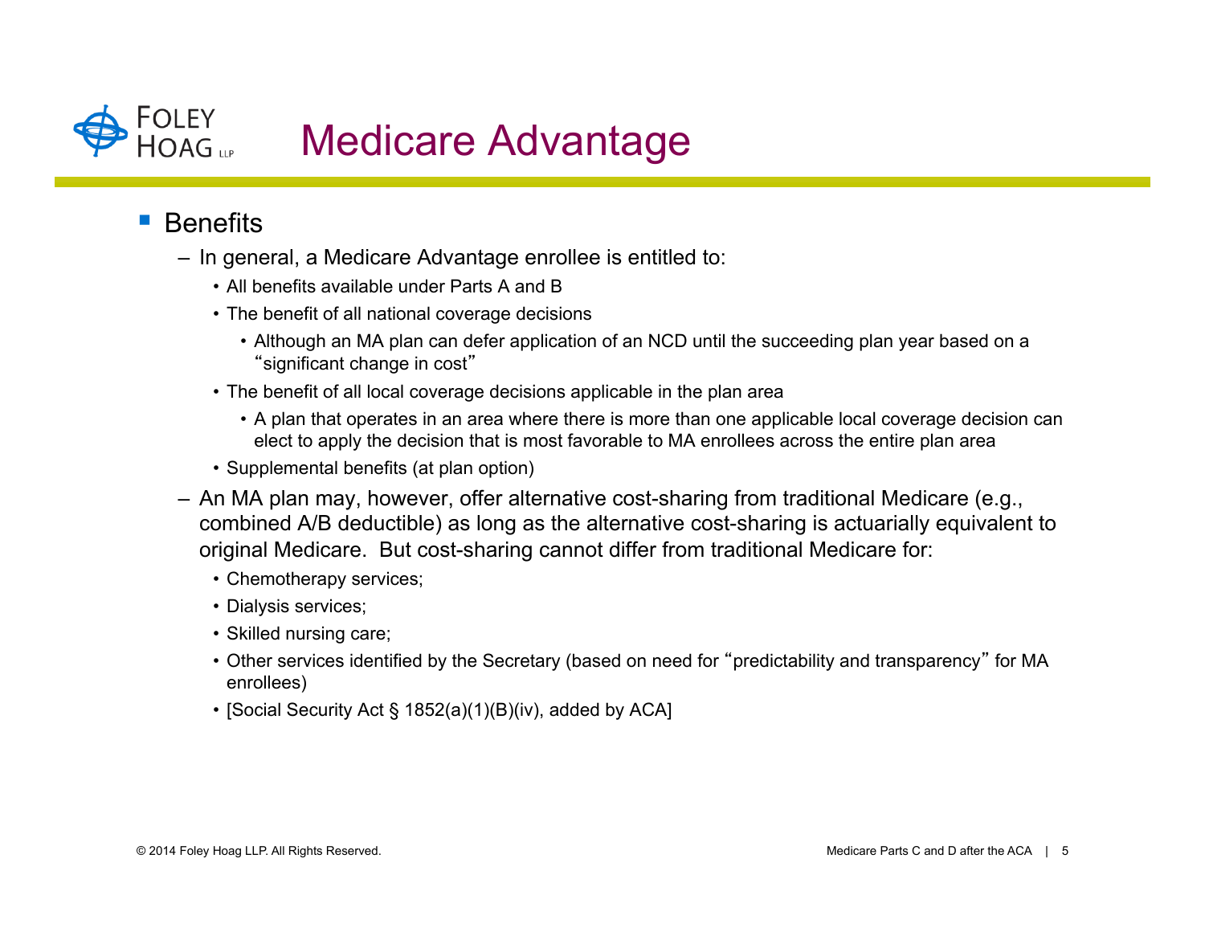# Medicare Advantage

- Benefits
  - In general, a Medicare Advantage enrollee is entitled to:
    - All benefits available under Parts A and B
    - The benefit of all national coverage decisions
      - Although an MA plan can defer application of an NCD until the succeeding plan year based on a "significant change in cost"
    - The benefit of all local coverage decisions applicable in the plan area
      - A plan that operates in an area where there is more than one applicable local coverage decision can elect to apply the decision that is most favorable to MA enrollees across the entire plan area
    - Supplemental benefits (at plan option)
  - An MA plan may, however, offer alternative cost-sharing from traditional Medicare (e.g., combined A/B deductible) as long as the alternative cost-sharing is actuarially equivalent to original Medicare. But cost-sharing cannot differ from traditional Medicare for:
    - Chemotherapy services;
    - Dialysis services;
    - Skilled nursing care;
    - Other services identified by the Secretary (based on need for "predictability and transparency" for MA enrollees)
    - [Social Security Act § 1852(a)(1)(B)(iv), added by ACA]

© 2014 Foley Hoag LLP. All Rights Reserved.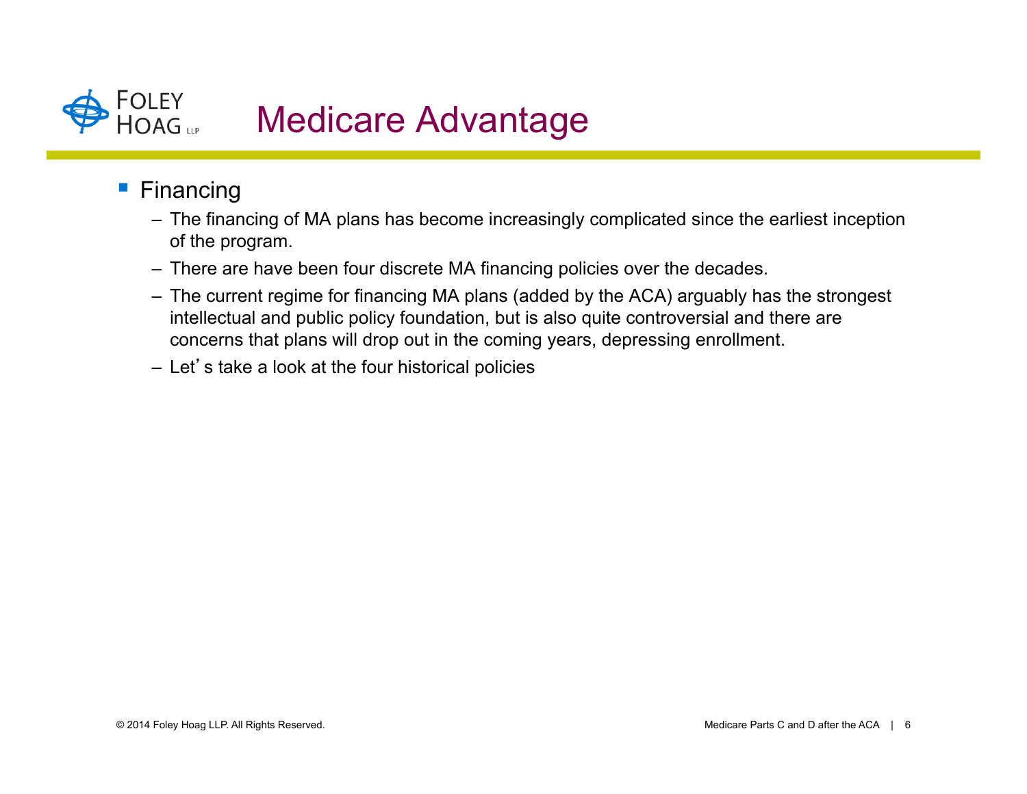# Medicare Advantage

- Financing
  - The financing of MA plans has become increasingly complicated since the earliest inception of the program.
  - There are have been four discrete MA financing policies over the decades.
  - The current regime for financing MA plans (added by the ACA) arguably has the strongest intellectual and public policy foundation, but is also quite controversial and there are concerns that plans will drop out in the coming years, depressing enrollment.
  - Let's take a look at the four historical policies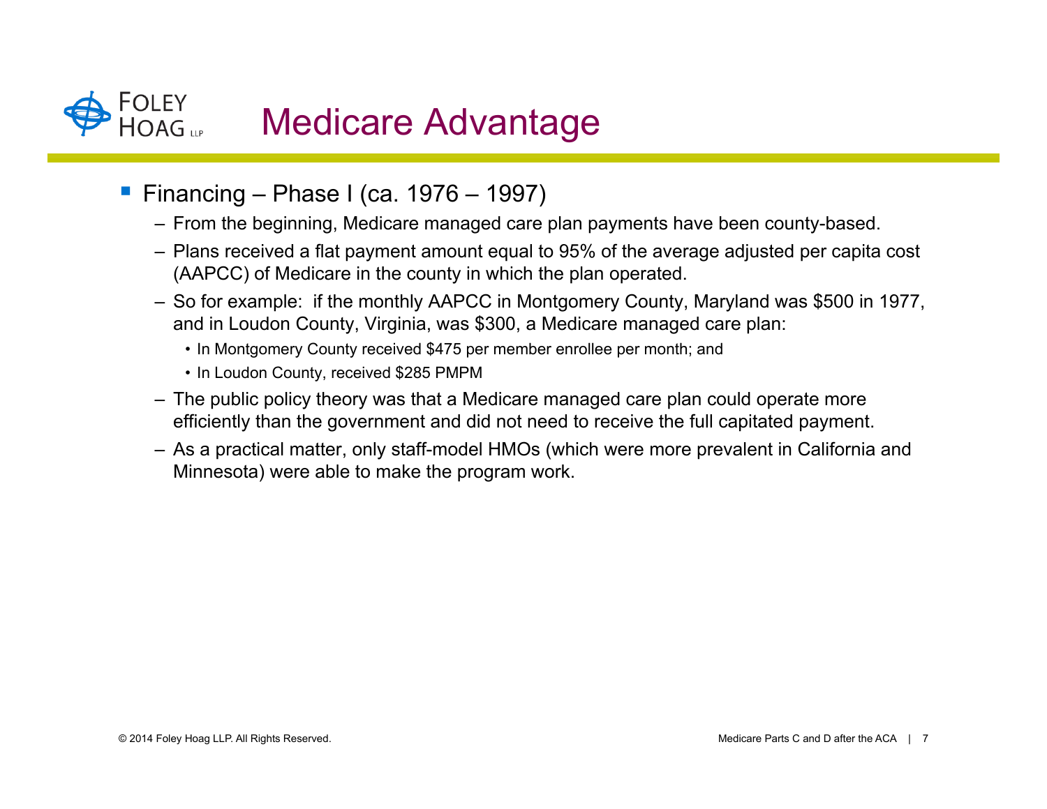# Medicare Advantage

- Financing – Phase I (ca. 1976 – 1997)
  - From the beginning, Medicare managed care plan payments have been county-based.
  - Plans received a flat payment amount equal to 95% of the average adjusted per capita cost (AAPCC) of Medicare in the county in which the plan operated.
  - So for example: if the monthly AAPCC in Montgomery County, Maryland was $500 in 1977, and in Loudon County, Virginia, was $300, a Medicare managed care plan:
    - In Montgomery County received $475 per member enrollee per month; and
    - In Loudon County, received $285 PMPM
  - The public policy theory was that a Medicare managed care plan could operate more efficiently than the government and did not need to receive the full capitated payment.
  - As a practical matter, only staff-model HMOs (which were more prevalent in California and Minnesota) were able to make the program work.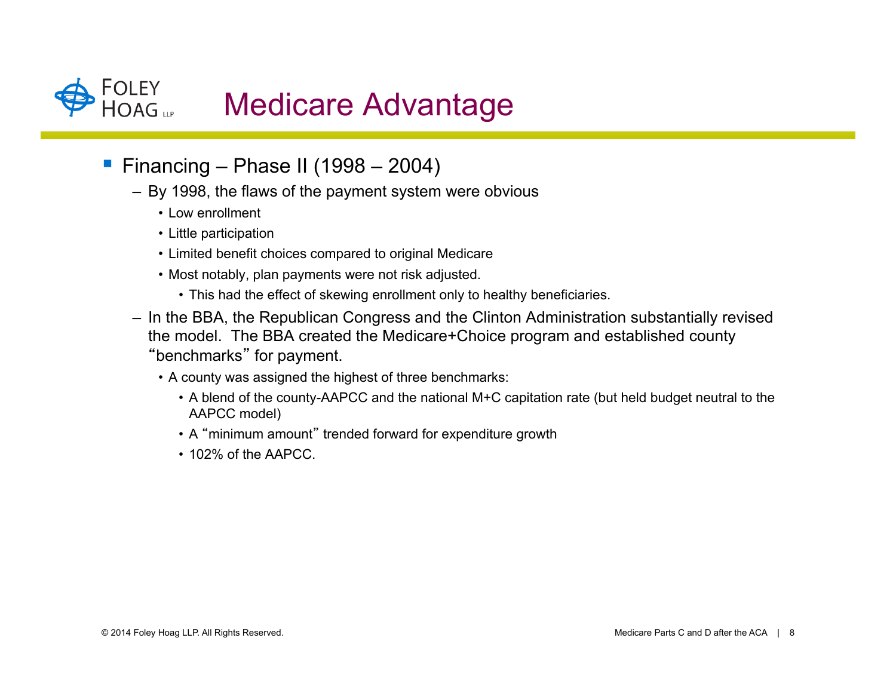# Medicare Advantage

- Financing – Phase II (1998 – 2004)
  - By 1998, the flaws of the payment system were obvious
    - Low enrollment
    - Little participation
    - Limited benefit choices compared to original Medicare
    - Most notably, plan payments were not risk adjusted.
      - This had the effect of skewing enrollment only to healthy beneficiaries.
  - In the BBA, the Republican Congress and the Clinton Administration substantially revised the model. The BBA created the Medicare+Choice program and established county "benchmarks" for payment.
    - A county was assigned the highest of three benchmarks:
      - A blend of the county-AAPCC and the national M+C capitation rate (but held budget neutral to the AAPCC model)
      - A "minimum amount" trended forward for expenditure growth
      - 102% of the AAPCC.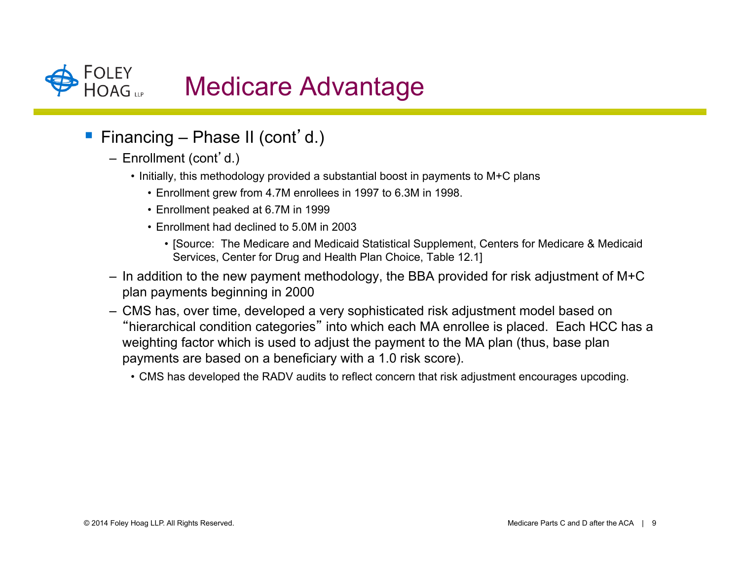# Medicare Advantage

- Financing – Phase II (cont'd.)
  - Enrollment (cont'd.)
    - Initially, this methodology provided a substantial boost in payments to M+C plans
      - Enrollment grew from 4.7M enrollees in 1997 to 6.3M in 1998.
      - Enrollment peaked at 6.7M in 1999
      - Enrollment had declined to 5.0M in 2003
        - [Source: The Medicare and Medicaid Statistical Supplement, Centers for Medicare & Medicaid Services, Center for Drug and Health Plan Choice, Table 12.1]
  - In addition to the new payment methodology, the BBA provided for risk adjustment of M+C plan payments beginning in 2000
  - CMS has, over time, developed a very sophisticated risk adjustment model based on "hierarchical condition categories" into which each MA enrollee is placed. Each HCC has a weighting factor which is used to adjust the payment to the MA plan (thus, base plan payments are based on a beneficiary with a 1.0 risk score).
    - CMS has developed the RADV audits to reflect concern that risk adjustment encourages upcoding.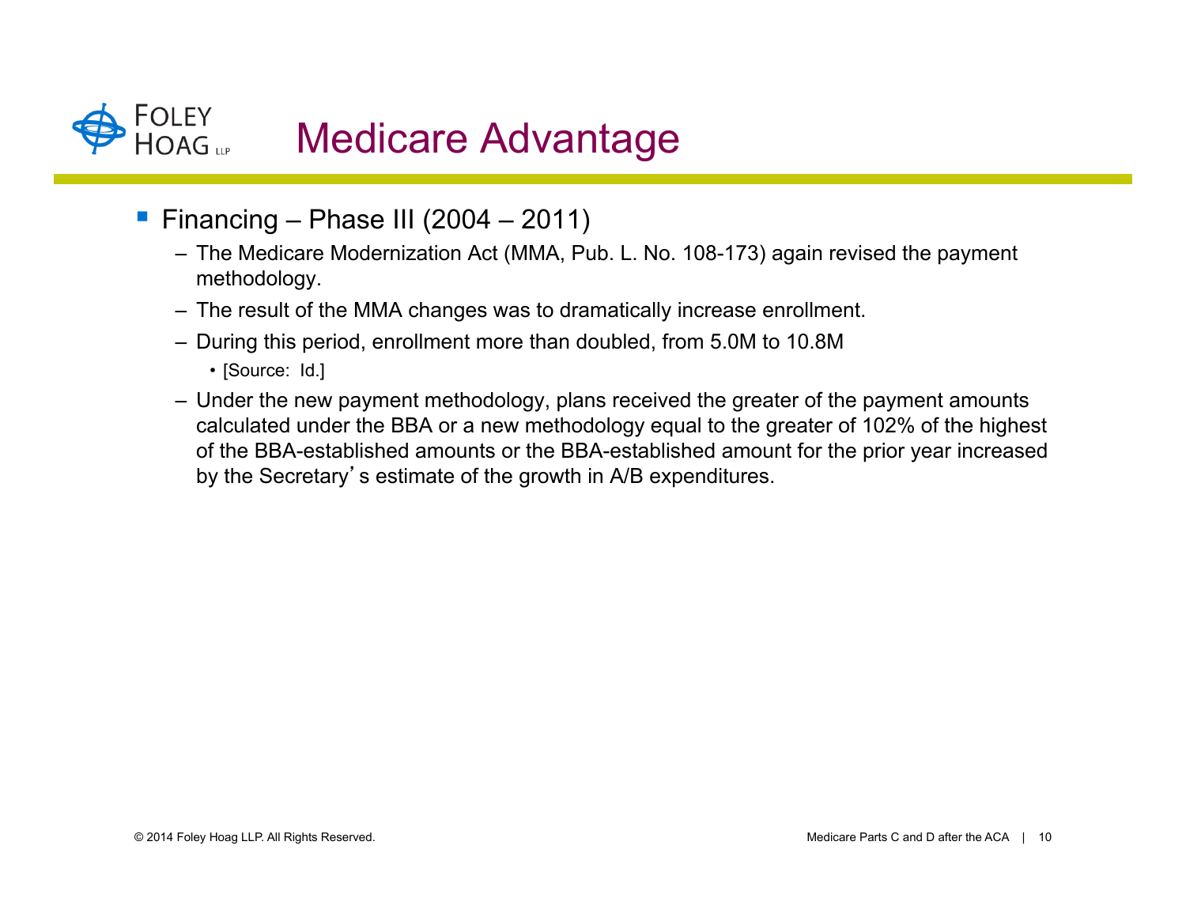# Medicare Advantage

- Financing – Phase III (2004 – 2011)
  - The Medicare Modernization Act (MMA, Pub. L. No. 108-173) again revised the payment methodology.
  - The result of the MMA changes was to dramatically increase enrollment.
  - During this period, enrollment more than doubled, from 5.0M to 10.8M
    - [Source: Id.]
  - Under the new payment methodology, plans received the greater of the payment amounts calculated under the BBA or a new methodology equal to the greater of 102% of the highest of the BBA-established amounts or the BBA-established amount for the prior year increased by the Secretary's estimate of the growth in A/B expenditures.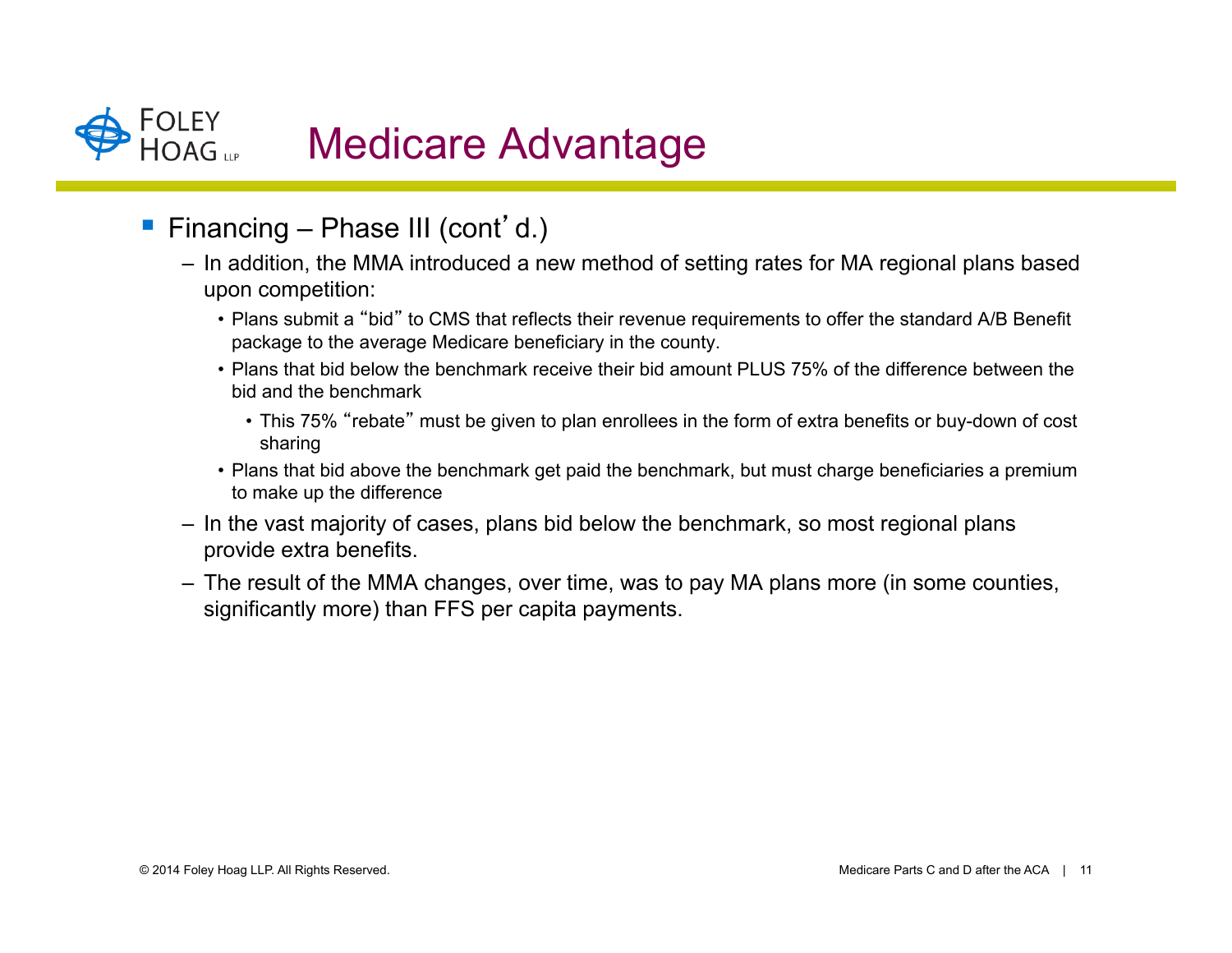# Medicare Advantage

- Financing – Phase III (cont'd.)
  - In addition, the MMA introduced a new method of setting rates for MA regional plans based upon competition:
    - Plans submit a "bid" to CMS that reflects their revenue requirements to offer the standard A/B Benefit package to the average Medicare beneficiary in the county.
    - Plans that bid below the benchmark receive their bid amount PLUS 75% of the difference between the bid and the benchmark
      - This 75% "rebate" must be given to plan enrollees in the form of extra benefits or buy-down of cost sharing
    - Plans that bid above the benchmark get paid the benchmark, but must charge beneficiaries a premium to make up the difference
  - In the vast majority of cases, plans bid below the benchmark, so most regional plans provide extra benefits.
  - The result of the MMA changes, over time, was to pay MA plans more (in some counties, significantly more) than FFS per capita payments.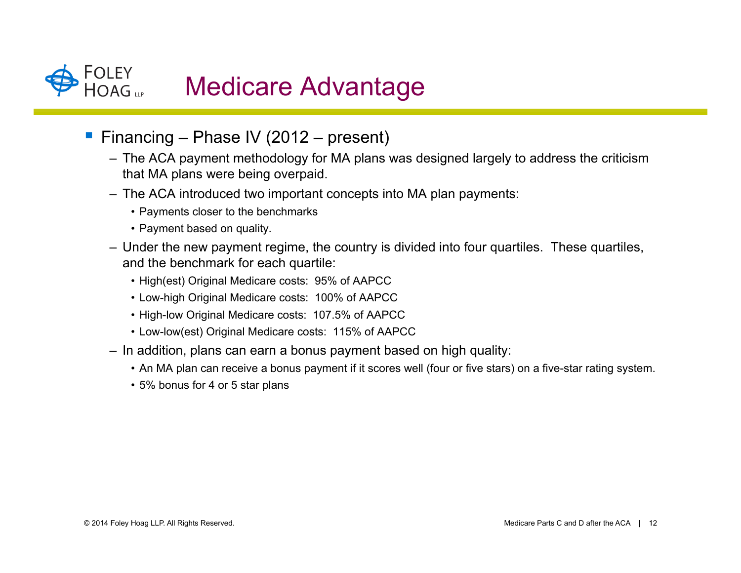# Medicare Advantage

- Financing – Phase IV (2012 – present)
  - The ACA payment methodology for MA plans was designed largely to address the criticism that MA plans were being overpaid.
  - The ACA introduced two important concepts into MA plan payments:
    - Payments closer to the benchmarks
    - Payment based on quality.
  - Under the new payment regime, the country is divided into four quartiles. These quartiles, and the benchmark for each quartile:
    - High(est) Original Medicare costs: 95% of AAPCC
    - Low-high Original Medicare costs: 100% of AAPCC
    - High-low Original Medicare costs: 107.5% of AAPCC
    - Low-low(est) Original Medicare costs: 115% of AAPCC
  - In addition, plans can earn a bonus payment based on high quality:
    - An MA plan can receive a bonus payment if it scores well (four or five stars) on a five-star rating system.
    - 5% bonus for 4 or 5 star plans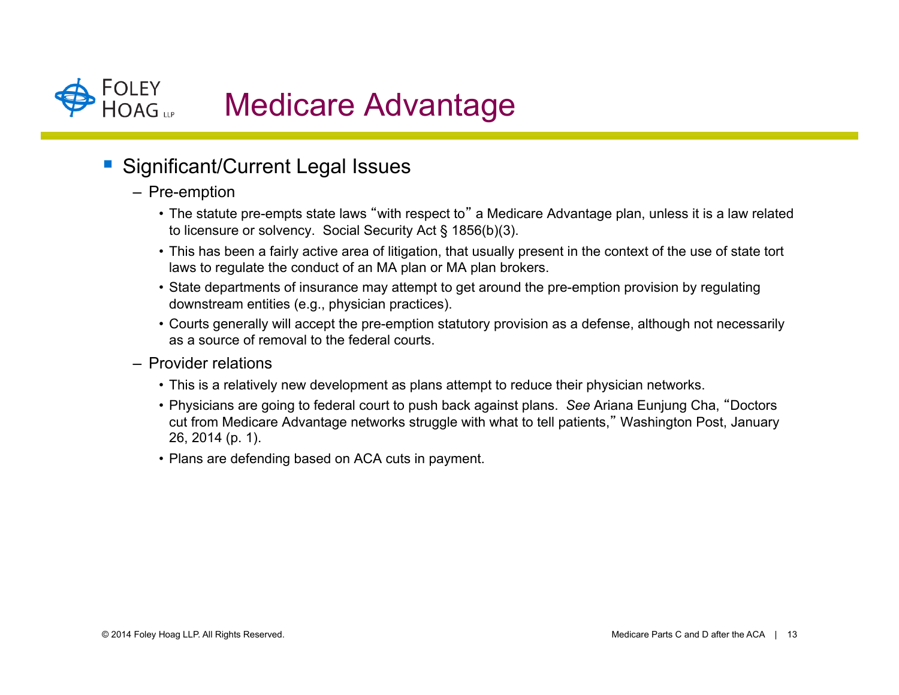# Medicare Advantage

- Significant/Current Legal Issues
  - Pre-emption
    - The statute pre-empts state laws "with respect to" a Medicare Advantage plan, unless it is a law related to licensure or solvency. Social Security Act § 1856(b)(3).
    - This has been a fairly active area of litigation, that usually present in the context of the use of state tort laws to regulate the conduct of an MA plan or MA plan brokers.
    - State departments of insurance may attempt to get around the pre-emption provision by regulating downstream entities (e.g., physician practices).
    - Courts generally will accept the pre-emption statutory provision as a defense, although not necessarily as a source of removal to the federal courts.
  - Provider relations
    - This is a relatively new development as plans attempt to reduce their physician networks.
    - Physicians are going to federal court to push back against plans. *See* Ariana Eunjung Cha, "Doctors cut from Medicare Advantage networks struggle with what to tell patients," Washington Post, January 26, 2014 (p. 1).
    - Plans are defending based on ACA cuts in payment.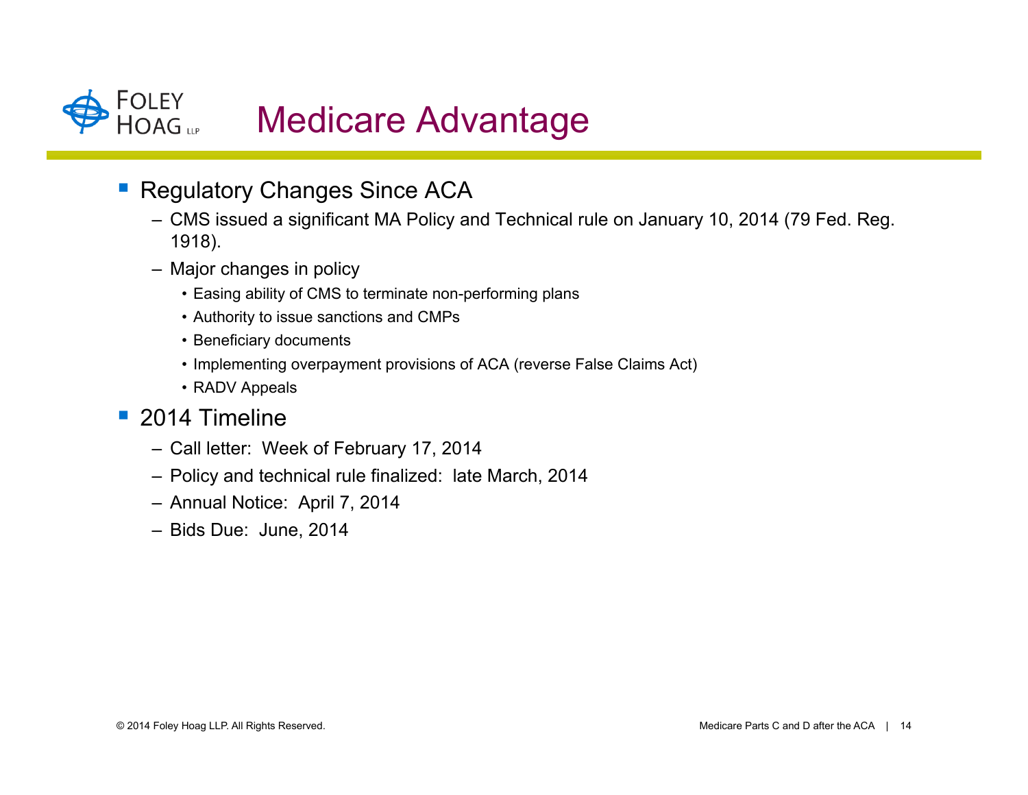# Medicare Advantage

- Regulatory Changes Since ACA
  - CMS issued a significant MA Policy and Technical rule on January 10, 2014 (79 Fed. Reg. 1918).
  - Major changes in policy
    - Easing ability of CMS to terminate non-performing plans
    - Authority to issue sanctions and CMPs
    - Beneficiary documents
    - Implementing overpayment provisions of ACA (reverse False Claims Act)
    - RADV Appeals
- 2014 Timeline
  - Call letter: Week of February 17, 2014
  - Policy and technical rule finalized: late March, 2014
  - Annual Notice: April 7, 2014
  - Bids Due: June, 2014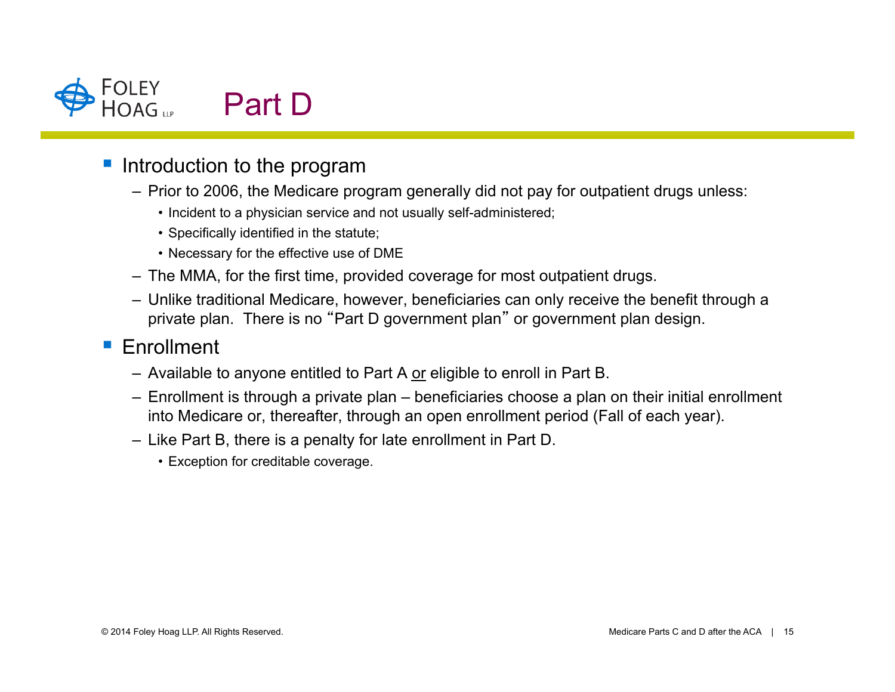# Part D

- Introduction to the program
  - Prior to 2006, the Medicare program generally did not pay for outpatient drugs unless:
    - Incident to a physician service and not usually self-administered;
    - Specifically identified in the statute;
    - Necessary for the effective use of DME
  - The MMA, for the first time, provided coverage for most outpatient drugs.
  - Unlike traditional Medicare, however, beneficiaries can only receive the benefit through a private plan. There is no "Part D government plan" or government plan design.
- Enrollment
  - Available to anyone entitled to Part A <u>or</u> eligible to enroll in Part B.
  - Enrollment is through a private plan – beneficiaries choose a plan on their initial enrollment into Medicare or, thereafter, through an open enrollment period (Fall of each year).
  - Like Part B, there is a penalty for late enrollment in Part D.
    - Exception for creditable coverage.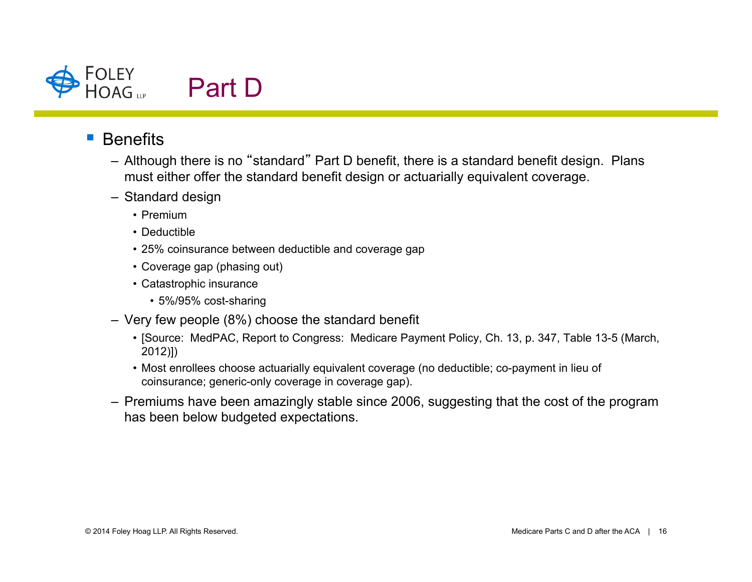# Part D

- Benefits
  - Although there is no "standard" Part D benefit, there is a standard benefit design. Plans must either offer the standard benefit design or actuarially equivalent coverage.
  - Standard design
    - Premium
    - Deductible
    - 25% coinsurance between deductible and coverage gap
    - Coverage gap (phasing out)
    - Catastrophic insurance
      - 5%/95% cost-sharing
  - Very few people (8%) choose the standard benefit
    - [Source: MedPAC, Report to Congress: Medicare Payment Policy, Ch. 13, p. 347, Table 13-5 (March, 2012)])
    - Most enrollees choose actuarially equivalent coverage (no deductible; co-payment in lieu of coinsurance; generic-only coverage in coverage gap).
  - Premiums have been amazingly stable since 2006, suggesting that the cost of the program has been below budgeted expectations.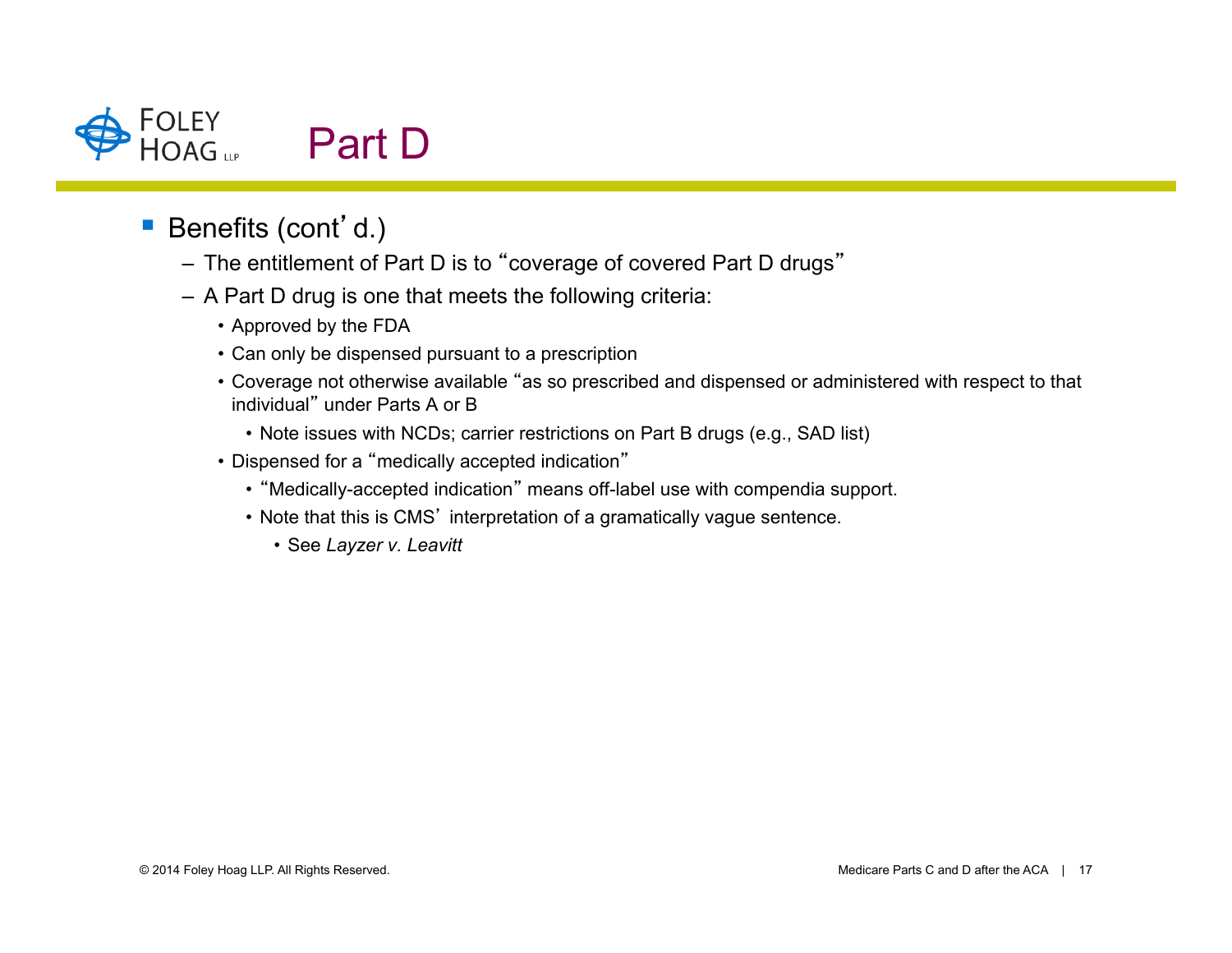# Part D

- Benefits (cont'd.)
  - The entitlement of Part D is to "coverage of covered Part D drugs"
  - A Part D drug is one that meets the following criteria:
    - Approved by the FDA
    - Can only be dispensed pursuant to a prescription
    - Coverage not otherwise available "as so prescribed and dispensed or administered with respect to that individual" under Parts A or B
      - Note issues with NCDs; carrier restrictions on Part B drugs (e.g., SAD list)
    - Dispensed for a "medically accepted indication"
      - "Medically-accepted indication" means off-label use with compendia support.
      - Note that this is CMS' interpretation of a gramatically vague sentence.
        - See *Layzer v. Leavitt*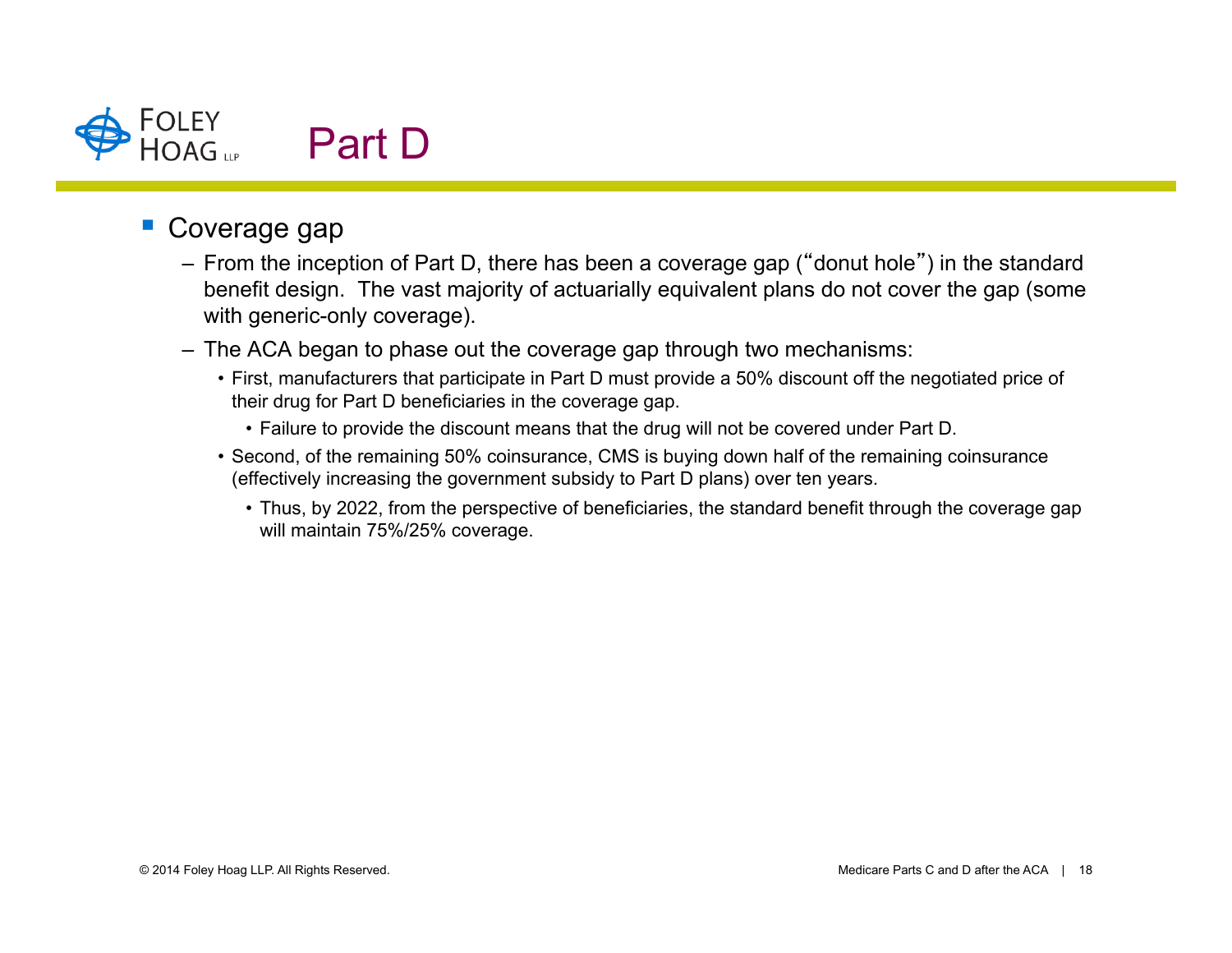# Part D

- Coverage gap
  - From the inception of Part D, there has been a coverage gap ("donut hole") in the standard benefit design. The vast majority of actuarially equivalent plans do not cover the gap (some with generic-only coverage).
  - The ACA began to phase out the coverage gap through two mechanisms:
    - First, manufacturers that participate in Part D must provide a 50% discount off the negotiated price of their drug for Part D beneficiaries in the coverage gap.
      - Failure to provide the discount means that the drug will not be covered under Part D.
    - Second, of the remaining 50% coinsurance, CMS is buying down half of the remaining coinsurance (effectively increasing the government subsidy to Part D plans) over ten years.
      - Thus, by 2022, from the perspective of beneficiaries, the standard benefit through the coverage gap will maintain 75%/25% coverage.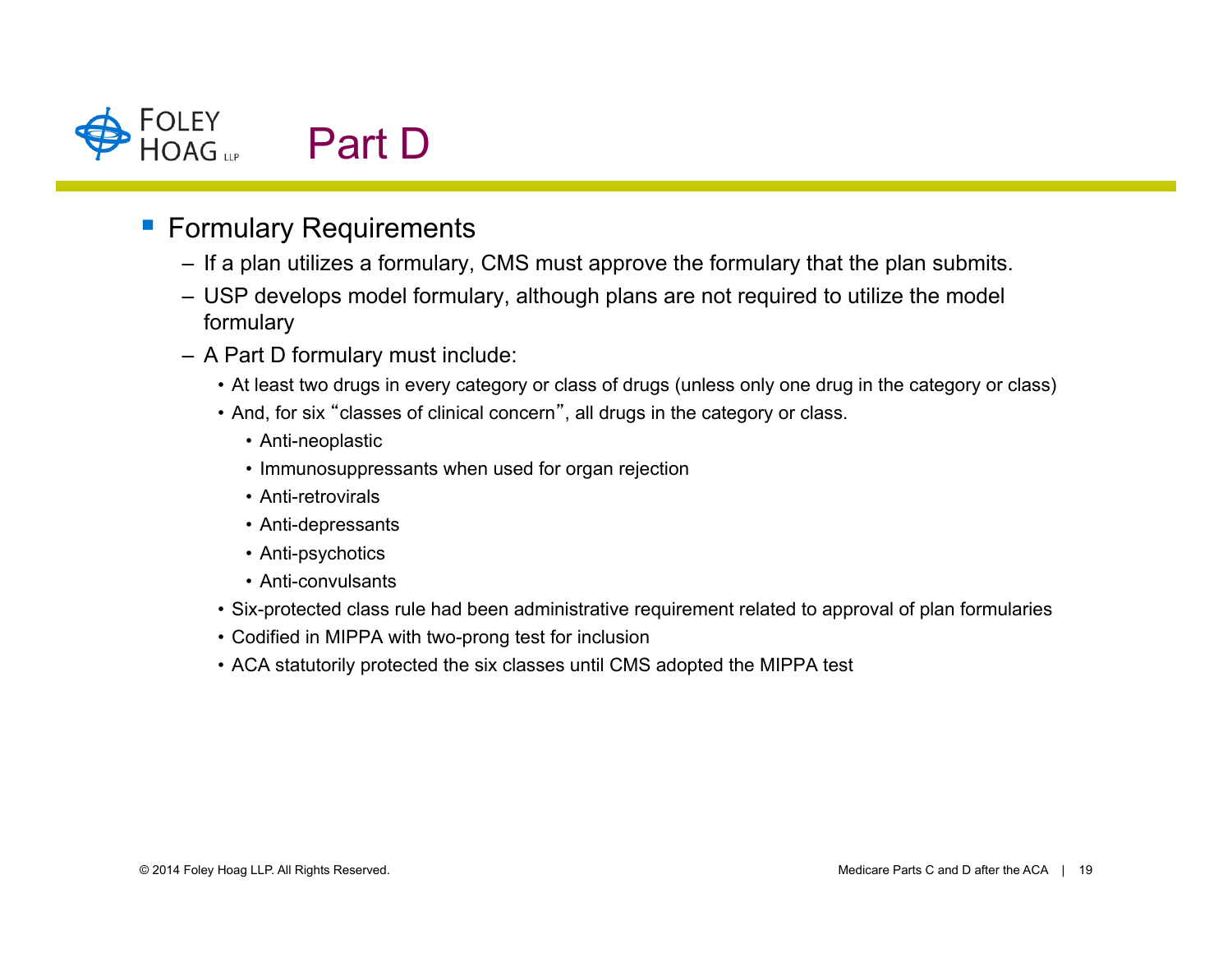# Part D

- Formulary Requirements
  - If a plan utilizes a formulary, CMS must approve the formulary that the plan submits.
  - USP develops model formulary, although plans are not required to utilize the model formulary
  - A Part D formulary must include:
    - At least two drugs in every category or class of drugs (unless only one drug in the category or class)
    - And, for six "classes of clinical concern", all drugs in the category or class.
      - Anti-neoplastic
      - Immunosuppressants when used for organ rejection
      - Anti-retrovirals
      - Anti-depressants
      - Anti-psychotics
      - Anti-convulsants
    - Six-protected class rule had been administrative requirement related to approval of plan formularies
    - Codified in MIPPA with two-prong test for inclusion
    - ACA statutorily protected the six classes until CMS adopted the MIPPA test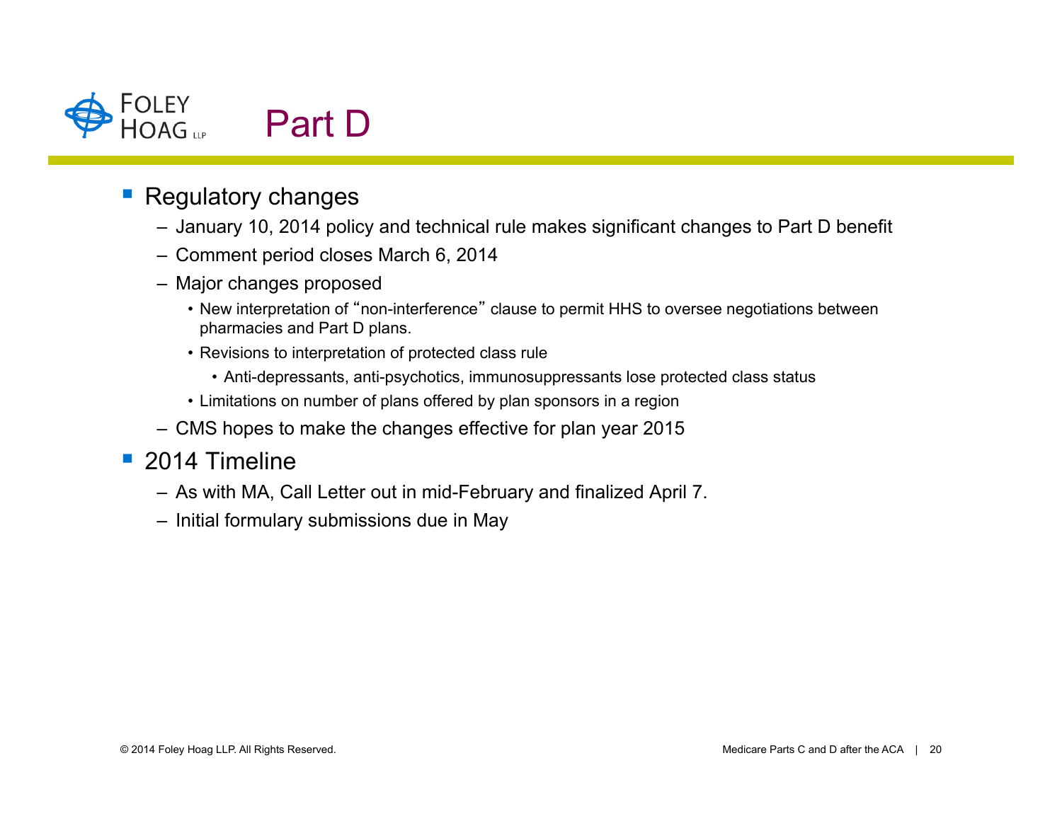# Part D

- Regulatory changes
  - January 10, 2014 policy and technical rule makes significant changes to Part D benefit
  - Comment period closes March 6, 2014
  - Major changes proposed
    - New interpretation of "non-interference" clause to permit HHS to oversee negotiations between pharmacies and Part D plans.
    - Revisions to interpretation of protected class rule
      - Anti-depressants, anti-psychotics, immunosuppressants lose protected class status
    - Limitations on number of plans offered by plan sponsors in a region
  - CMS hopes to make the changes effective for plan year 2015
- 2014 Timeline
  - As with MA, Call Letter out in mid-February and finalized April 7.
  - Initial formulary submissions due in May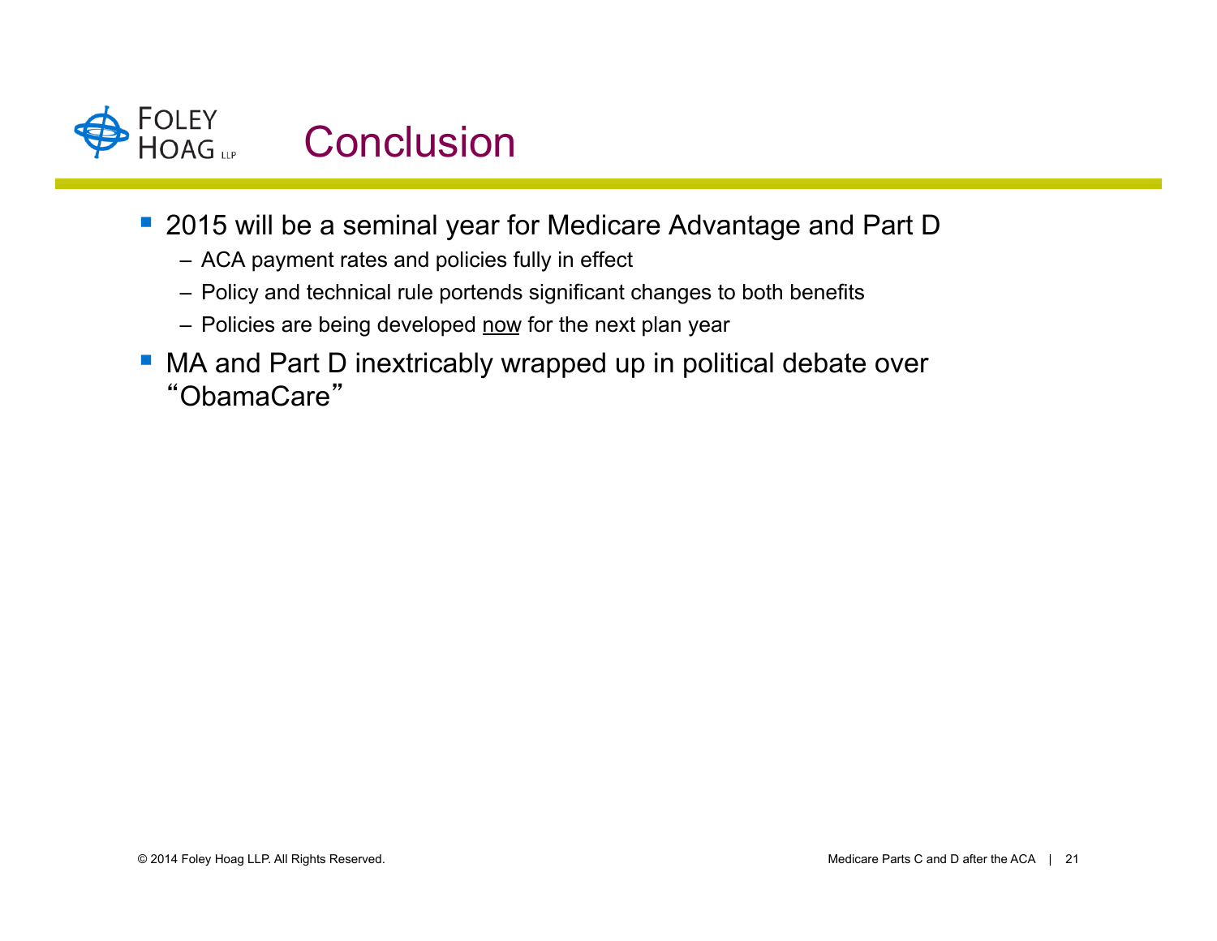# Conclusion

- 2015 will be a seminal year for Medicare Advantage and Part D
  - ACA payment rates and policies fully in effect
  - Policy and technical rule portends significant changes to both benefits
  - Policies are being developed <u>now</u> for the next plan year
- MA and Part D inextricably wrapped up in political debate over "ObamaCare"